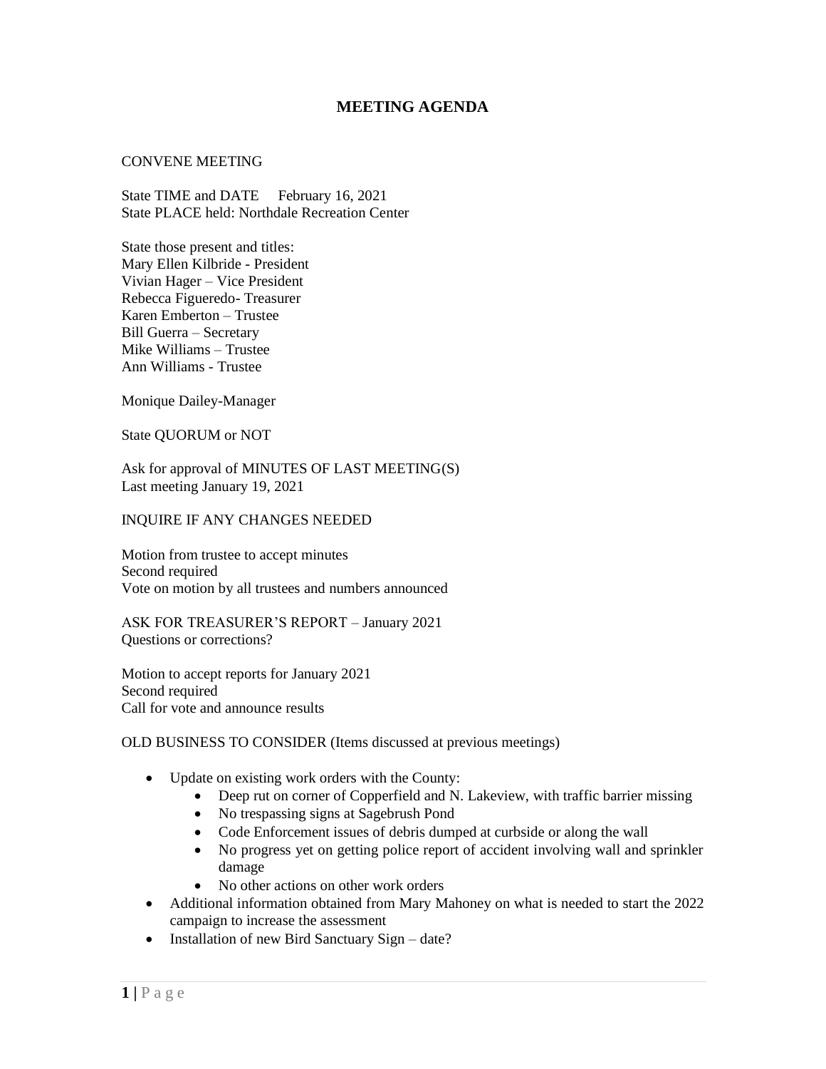# MEETING AGENDA

CONVENE MEETING

State TIME and DATE February 16, 2021
State PLACE held: Northdale Recreation Center

State those present and titles:
Mary Ellen Kilbride - President
Vivian Hager – Vice President
Rebecca Figueredo- Treasurer
Karen Emberton – Trustee
Bill Guerra – Secretary
Mike Williams – Trustee
Ann Williams - Trustee

Monique Dailey-Manager

State QUORUM or NOT

Ask for approval of MINUTES OF LAST MEETING(S)
Last meeting January 19, 2021

INQUIRE IF ANY CHANGES NEEDED

Motion from trustee to accept minutes
Second required
Vote on motion by all trustees and numbers announced

ASK FOR TREASURER'S REPORT – January 2021
Questions or corrections?

Motion to accept reports for January 2021
Second required
Call for vote and announce results

OLD BUSINESS TO CONSIDER (Items discussed at previous meetings)

- Update on existing work orders with the County:
  - Deep rut on corner of Copperfield and N. Lakeview, with traffic barrier missing
  - No trespassing signs at Sagebrush Pond
  - Code Enforcement issues of debris dumped at curbside or along the wall
  - No progress yet on getting police report of accident involving wall and sprinkler damage
  - No other actions on other work orders
- Additional information obtained from Mary Mahoney on what is needed to start the 2022 campaign to increase the assessment
- Installation of new Bird Sanctuary Sign – date?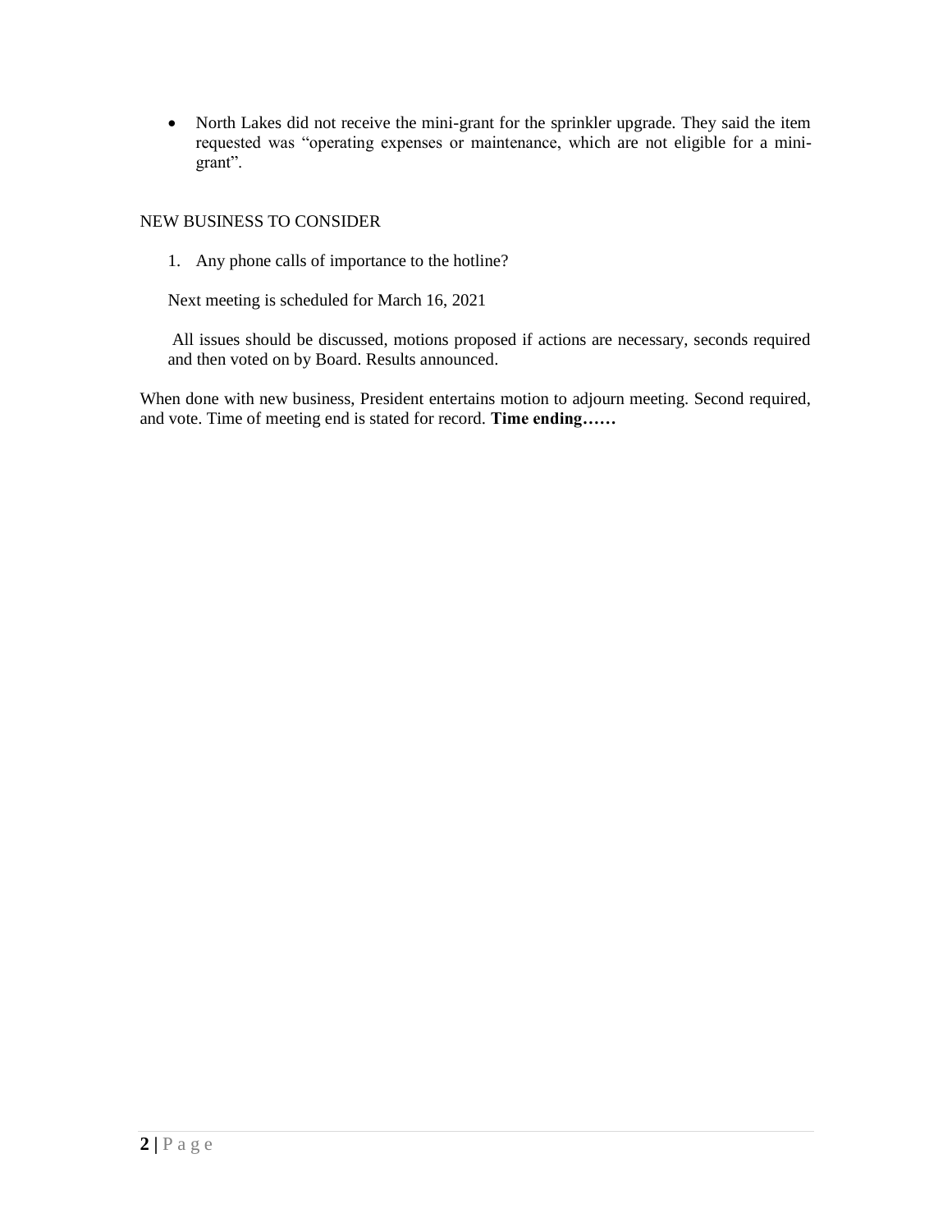- North Lakes did not receive the mini-grant for the sprinkler upgrade. They said the item requested was "operating expenses or maintenance, which are not eligible for a mini-grant".

NEW BUSINESS TO CONSIDER

1. Any phone calls of importance to the hotline?

Next meeting is scheduled for March 16, 2021

All issues should be discussed, motions proposed if actions are necessary, seconds required and then voted on by Board. Results announced.

When done with new business, President entertains motion to adjourn meeting. Second required, and vote. Time of meeting end is stated for record. **Time ending……**